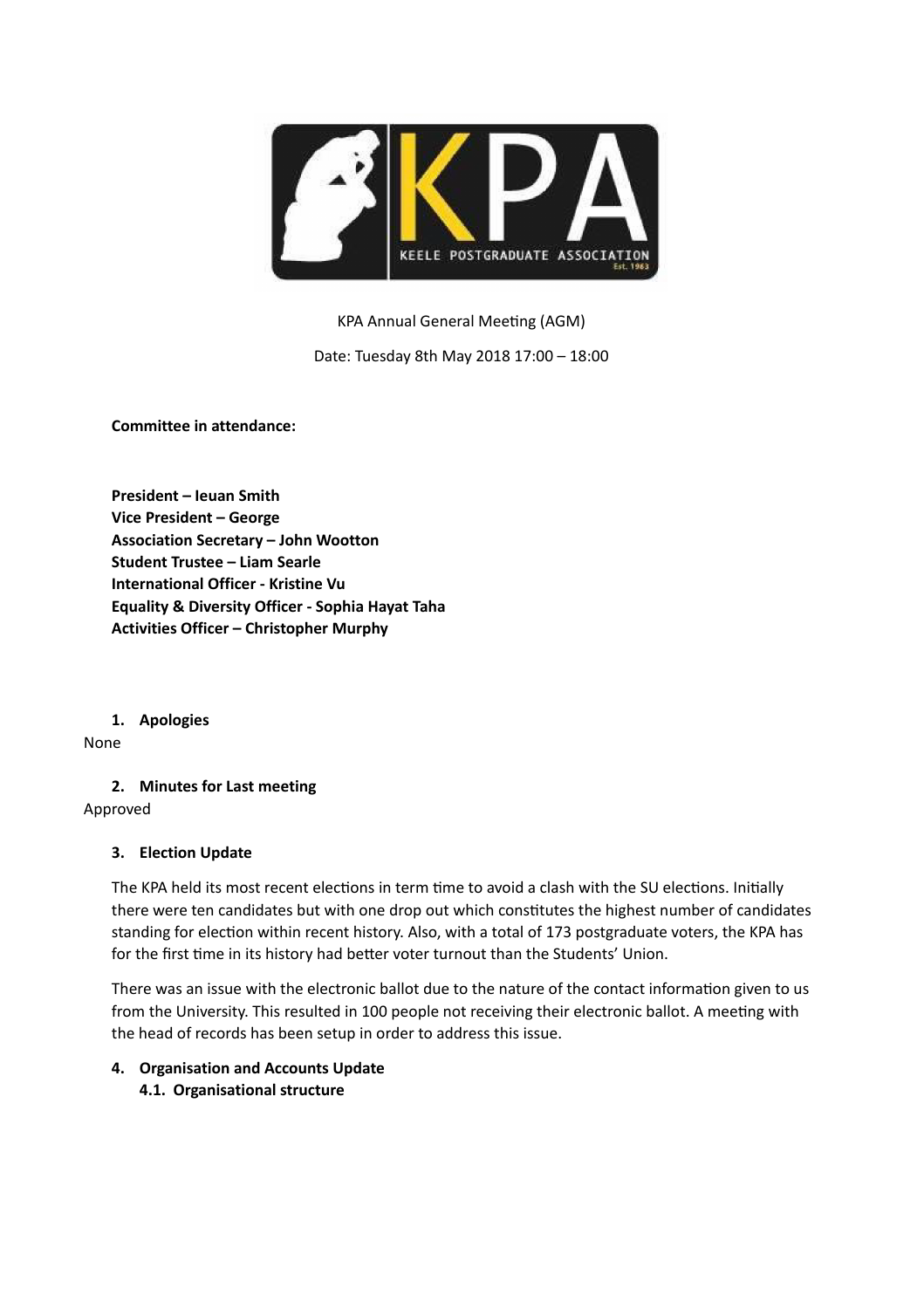KPA Annual General Meeting (AGM)

Date: Tuesday 8th May 2018 17:00 – 18:00

**Committee in attendance:**

**President – Ieuan Smith**
**Vice President – George**
**Association Secretary – John Wootton**
**Student Trustee – Liam Searle**
**International Officer - Kristine Vu**
**Equality & Diversity Officer - Sophia Hayat Taha**
**Activities Officer – Christopher Murphy**

## 1. Apologies

None

## 2. Minutes for Last meeting

Approved

## 3. Election Update

The KPA held its most recent elections in term time to avoid a clash with the SU elections. Initially there were ten candidates but with one drop out which constitutes the highest number of candidates standing for election within recent history. Also, with a total of 173 postgraduate voters, the KPA has for the first time in its history had better voter turnout than the Students' Union.

There was an issue with the electronic ballot due to the nature of the contact information given to us from the University. This resulted in 100 people not receiving their electronic ballot. A meeting with the head of records has been setup in order to address this issue.

## 4. Organisation and Accounts Update

### 4.1. Organisational structure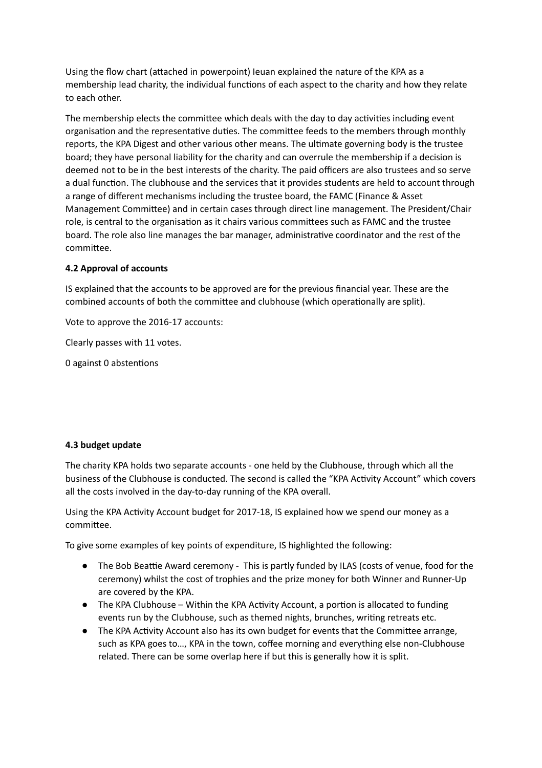Using the flow chart (attached in powerpoint) Ieuan explained the nature of the KPA as a membership lead charity, the individual functions of each aspect to the charity and how they relate to each other.

The membership elects the committee which deals with the day to day activities including event organisation and the representative duties. The committee feeds to the members through monthly reports, the KPA Digest and other various other means. The ultimate governing body is the trustee board; they have personal liability for the charity and can overrule the membership if a decision is deemed not to be in the best interests of the charity. The paid officers are also trustees and so serve a dual function. The clubhouse and the services that it provides students are held to account through a range of different mechanisms including the trustee board, the FAMC (Finance & Asset Management Committee) and in certain cases through direct line management. The President/Chair role, is central to the organisation as it chairs various committees such as FAMC and the trustee board. The role also line manages the bar manager, administrative coordinator and the rest of the committee.

**4.2 Approval of accounts**

IS explained that the accounts to be approved are for the previous financial year. These are the combined accounts of both the committee and clubhouse (which operationally are split).

Vote to approve the 2016-17 accounts:

Clearly passes with 11 votes.

0 against 0 abstentions

**4.3 budget update**

The charity KPA holds two separate accounts - one held by the Clubhouse, through which all the business of the Clubhouse is conducted. The second is called the "KPA Activity Account" which covers all the costs involved in the day-to-day running of the KPA overall.

Using the KPA Activity Account budget for 2017-18, IS explained how we spend our money as a committee.

To give some examples of key points of expenditure, IS highlighted the following:

- The Bob Beattie Award ceremony - This is partly funded by ILAS (costs of venue, food for the ceremony) whilst the cost of trophies and the prize money for both Winner and Runner-Up are covered by the KPA.
- The KPA Clubhouse – Within the KPA Activity Account, a portion is allocated to funding events run by the Clubhouse, such as themed nights, brunches, writing retreats etc.
- The KPA Activity Account also has its own budget for events that the Committee arrange, such as KPA goes to…, KPA in the town, coffee morning and everything else non-Clubhouse related. There can be some overlap here if but this is generally how it is split.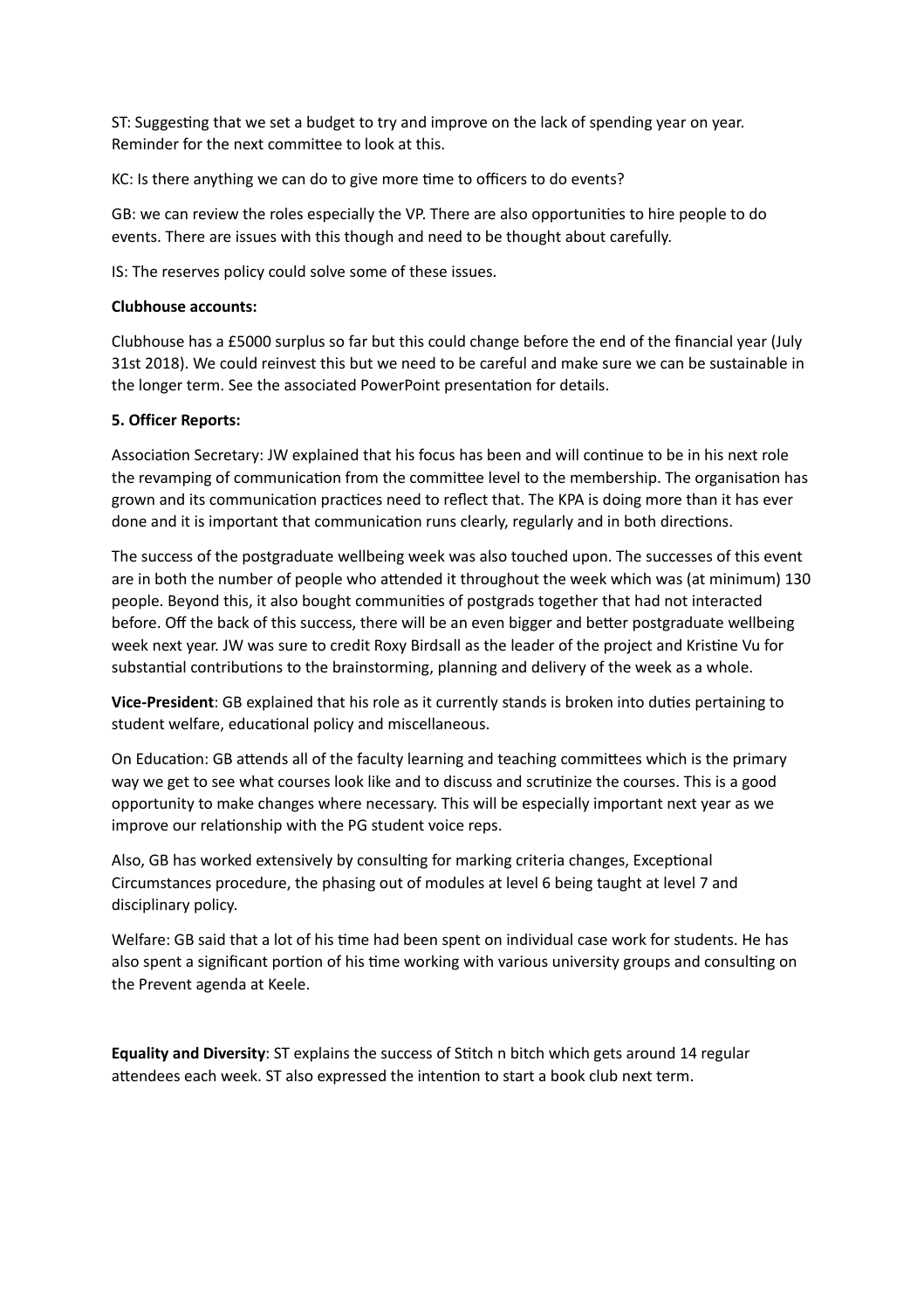ST: Suggesting that we set a budget to try and improve on the lack of spending year on year. Reminder for the next committee to look at this.

KC: Is there anything we can do to give more time to officers to do events?

GB: we can review the roles especially the VP. There are also opportunities to hire people to do events. There are issues with this though and need to be thought about carefully.

IS: The reserves policy could solve some of these issues.

**Clubhouse accounts:**

Clubhouse has a £5000 surplus so far but this could change before the end of the financial year (July 31st 2018). We could reinvest this but we need to be careful and make sure we can be sustainable in the longer term. See the associated PowerPoint presentation for details.

**5. Officer Reports:**

Association Secretary: JW explained that his focus has been and will continue to be in his next role the revamping of communication from the committee level to the membership. The organisation has grown and its communication practices need to reflect that. The KPA is doing more than it has ever done and it is important that communication runs clearly, regularly and in both directions.

The success of the postgraduate wellbeing week was also touched upon. The successes of this event are in both the number of people who attended it throughout the week which was (at minimum) 130 people. Beyond this, it also bought communities of postgrads together that had not interacted before. Off the back of this success, there will be an even bigger and better postgraduate wellbeing week next year. JW was sure to credit Roxy Birdsall as the leader of the project and Kristine Vu for substantial contributions to the brainstorming, planning and delivery of the week as a whole.

**Vice-President**: GB explained that his role as it currently stands is broken into duties pertaining to student welfare, educational policy and miscellaneous.

On Education: GB attends all of the faculty learning and teaching committees which is the primary way we get to see what courses look like and to discuss and scrutinize the courses. This is a good opportunity to make changes where necessary. This will be especially important next year as we improve our relationship with the PG student voice reps.

Also, GB has worked extensively by consulting for marking criteria changes, Exceptional Circumstances procedure, the phasing out of modules at level 6 being taught at level 7 and disciplinary policy.

Welfare: GB said that a lot of his time had been spent on individual case work for students. He has also spent a significant portion of his time working with various university groups and consulting on the Prevent agenda at Keele.

**Equality and Diversity**: ST explains the success of Stitch n bitch which gets around 14 regular attendees each week. ST also expressed the intention to start a book club next term.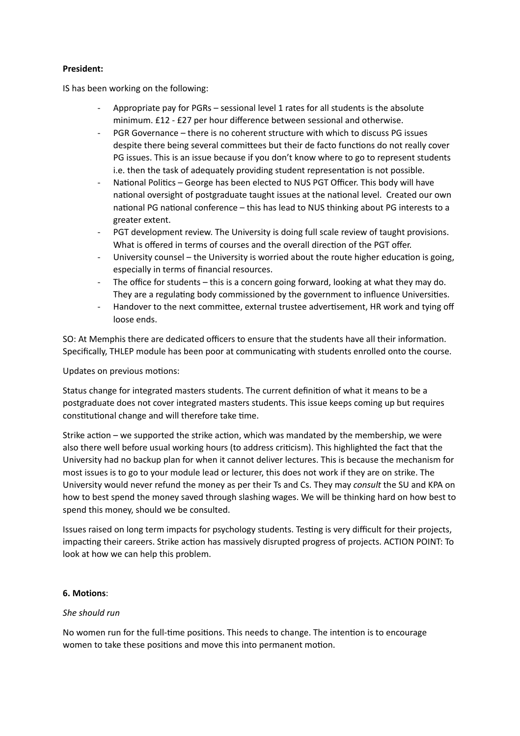**President:**

IS has been working on the following:

- Appropriate pay for PGRs – sessional level 1 rates for all students is the absolute minimum. £12 - £27 per hour difference between sessional and otherwise.
- PGR Governance – there is no coherent structure with which to discuss PG issues despite there being several committees but their de facto functions do not really cover PG issues. This is an issue because if you don't know where to go to represent students i.e. then the task of adequately providing student representation is not possible.
- National Politics – George has been elected to NUS PGT Officer. This body will have national oversight of postgraduate taught issues at the national level. Created our own national PG national conference – this has lead to NUS thinking about PG interests to a greater extent.
- PGT development review. The University is doing full scale review of taught provisions. What is offered in terms of courses and the overall direction of the PGT offer.
- University counsel – the University is worried about the route higher education is going, especially in terms of financial resources.
- The office for students – this is a concern going forward, looking at what they may do. They are a regulating body commissioned by the government to influence Universities.
- Handover to the next committee, external trustee advertisement, HR work and tying off loose ends.

SO: At Memphis there are dedicated officers to ensure that the students have all their information. Specifically, THLEP module has been poor at communicating with students enrolled onto the course.

Updates on previous motions:

Status change for integrated masters students. The current definition of what it means to be a postgraduate does not cover integrated masters students. This issue keeps coming up but requires constitutional change and will therefore take time.

Strike action – we supported the strike action, which was mandated by the membership, we were also there well before usual working hours (to address criticism). This highlighted the fact that the University had no backup plan for when it cannot deliver lectures. This is because the mechanism for most issues is to go to your module lead or lecturer, this does not work if they are on strike. The University would never refund the money as per their Ts and Cs. They may *consult* the SU and KPA on how to best spend the money saved through slashing wages. We will be thinking hard on how best to spend this money, should we be consulted.

Issues raised on long term impacts for psychology students. Testing is very difficult for their projects, impacting their careers. Strike action has massively disrupted progress of projects. ACTION POINT: To look at how we can help this problem.

**6. Motions**:

*She should run*

No women run for the full-time positions. This needs to change. The intention is to encourage women to take these positions and move this into permanent motion.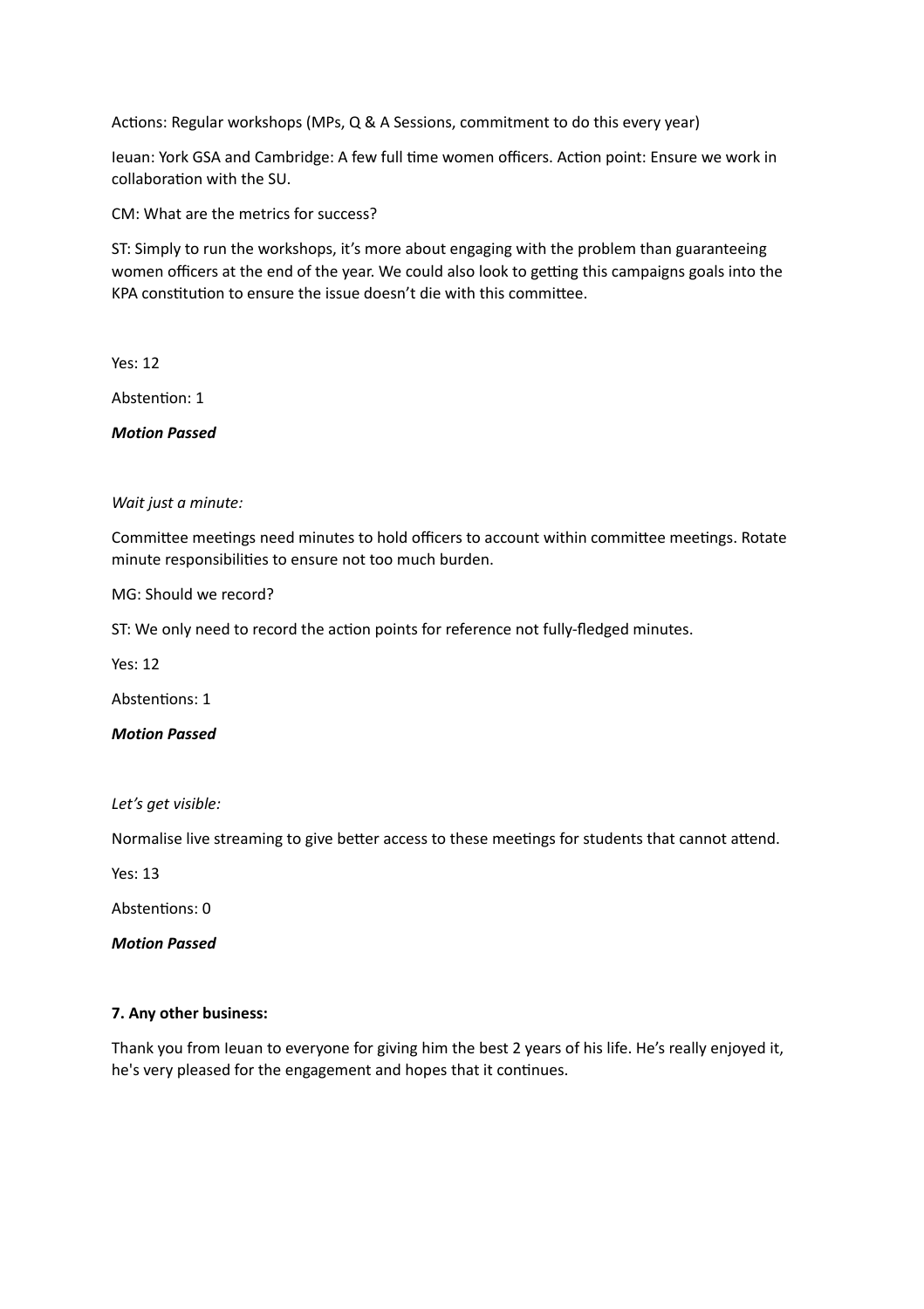Actions: Regular workshops (MPs, Q & A Sessions, commitment to do this every year)

Ieuan: York GSA and Cambridge: A few full time women officers. Action point: Ensure we work in collaboration with the SU.

CM: What are the metrics for success?

ST: Simply to run the workshops, it's more about engaging with the problem than guaranteeing women officers at the end of the year. We could also look to getting this campaigns goals into the KPA constitution to ensure the issue doesn't die with this committee.

Yes: 12

Abstention: 1

***Motion Passed***

*Wait just a minute:*

Committee meetings need minutes to hold officers to account within committee meetings. Rotate minute responsibilities to ensure not too much burden.

MG: Should we record?

ST: We only need to record the action points for reference not fully-fledged minutes.

Yes: 12

Abstentions: 1

***Motion Passed***

*Let's get visible:*

Normalise live streaming to give better access to these meetings for students that cannot attend.

Yes: 13

Abstentions: 0

***Motion Passed***

**7. Any other business:**

Thank you from Ieuan to everyone for giving him the best 2 years of his life. He's really enjoyed it, he's very pleased for the engagement and hopes that it continues.